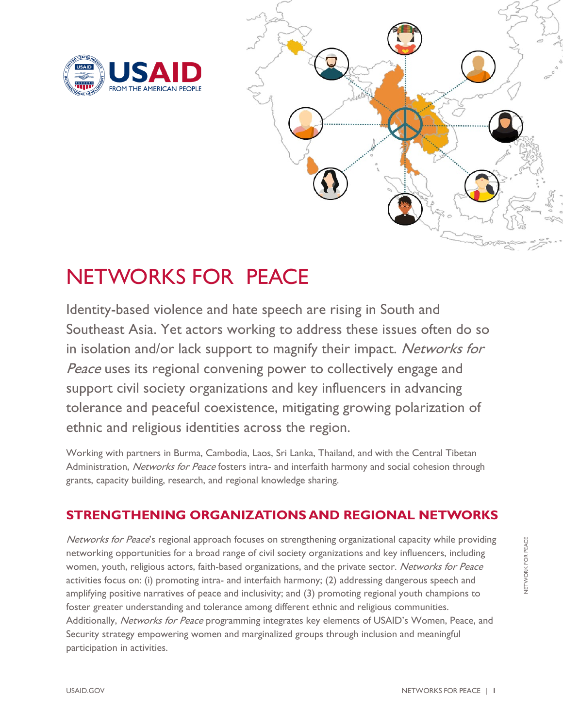# NETWORKS FOR PEACE

Identity-based violence and hate speech are rising in South and Southeast Asia. Yet actors working to address these issues often do so in isolation and/or lack support to magnify their impact. *Networks for Peace* uses its regional convening power to collectively engage and support civil society organizations and key influencers in advancing tolerance and peaceful coexistence, mitigating growing polarization of ethnic and religious identities across the region.

Working with partners in Burma, Cambodia, Laos, Sri Lanka, Thailand, and with the Central Tibetan Administration, *Networks for Peace* fosters intra- and interfaith harmony and social cohesion through grants, capacity building, research, and regional knowledge sharing.

## STRENGTHENING ORGANIZATIONS AND REGIONAL NETWORKS

*Networks for Peace*'s regional approach focuses on strengthening organizational capacity while providing networking opportunities for a broad range of civil society organizations and key influencers, including women, youth, religious actors, faith-based organizations, and the private sector. *Networks for Peace* activities focus on: (i) promoting intra- and interfaith harmony; (2) addressing dangerous speech and amplifying positive narratives of peace and inclusivity; and (3) promoting regional youth champions to foster greater understanding and tolerance among different ethnic and religious communities. Additionally, *Networks for Peace* programming integrates key elements of USAID's Women, Peace, and Security strategy empowering women and marginalized groups through inclusion and meaningful participation in activities.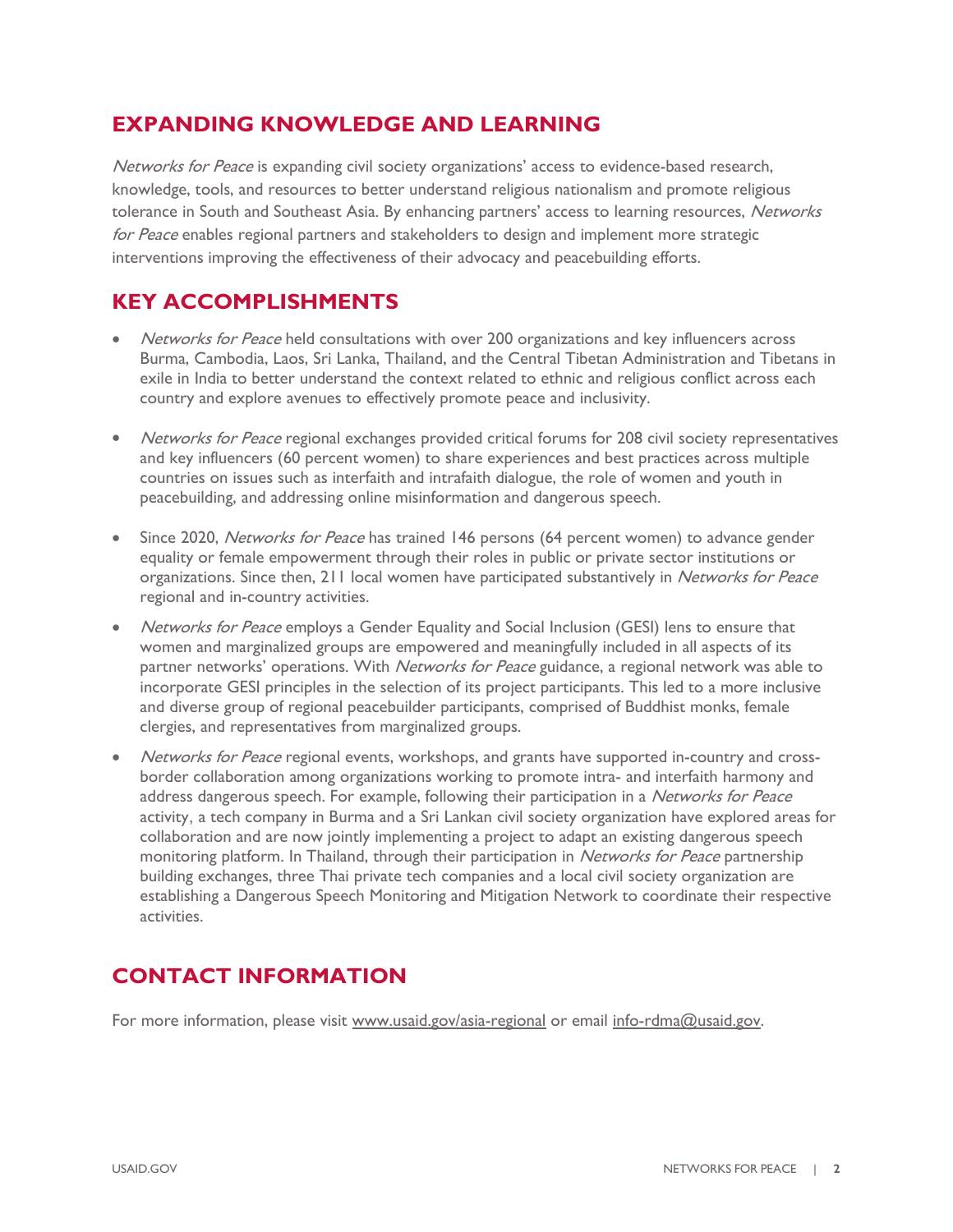## EXPANDING KNOWLEDGE AND LEARNING

*Networks for Peace* is expanding civil society organizations' access to evidence-based research, knowledge, tools, and resources to better understand religious nationalism and promote religious tolerance in South and Southeast Asia. By enhancing partners' access to learning resources, *Networks for Peace* enables regional partners and stakeholders to design and implement more strategic interventions improving the effectiveness of their advocacy and peacebuilding efforts.

## KEY ACCOMPLISHMENTS

- *Networks for Peace* held consultations with over 200 organizations and key influencers across Burma, Cambodia, Laos, Sri Lanka, Thailand, and the Central Tibetan Administration and Tibetans in exile in India to better understand the context related to ethnic and religious conflict across each country and explore avenues to effectively promote peace and inclusivity.
- *Networks for Peace* regional exchanges provided critical forums for 208 civil society representatives and key influencers (60 percent women) to share experiences and best practices across multiple countries on issues such as interfaith and intrafaith dialogue, the role of women and youth in peacebuilding, and addressing online misinformation and dangerous speech.
- Since 2020, *Networks for Peace* has trained 146 persons (64 percent women) to advance gender equality or female empowerment through their roles in public or private sector institutions or organizations. Since then, 211 local women have participated substantively in *Networks for Peace* regional and in-country activities.
- *Networks for Peace* employs a Gender Equality and Social Inclusion (GESI) lens to ensure that women and marginalized groups are empowered and meaningfully included in all aspects of its partner networks' operations. With *Networks for Peace* guidance, a regional network was able to incorporate GESI principles in the selection of its project participants. This led to a more inclusive and diverse group of regional peacebuilder participants, comprised of Buddhist monks, female clergies, and representatives from marginalized groups.
- *Networks for Peace* regional events, workshops, and grants have supported in-country and cross-border collaboration among organizations working to promote intra- and interfaith harmony and address dangerous speech. For example, following their participation in a *Networks for Peace* activity, a tech company in Burma and a Sri Lankan civil society organization have explored areas for collaboration and are now jointly implementing a project to adapt an existing dangerous speech monitoring platform. In Thailand, through their participation in *Networks for Peace* partnership building exchanges, three Thai private tech companies and a local civil society organization are establishing a Dangerous Speech Monitoring and Mitigation Network to coordinate their respective activities.

## CONTACT INFORMATION

For more information, please visit www.usaid.gov/asia-regional or email info-rdma@usaid.gov.